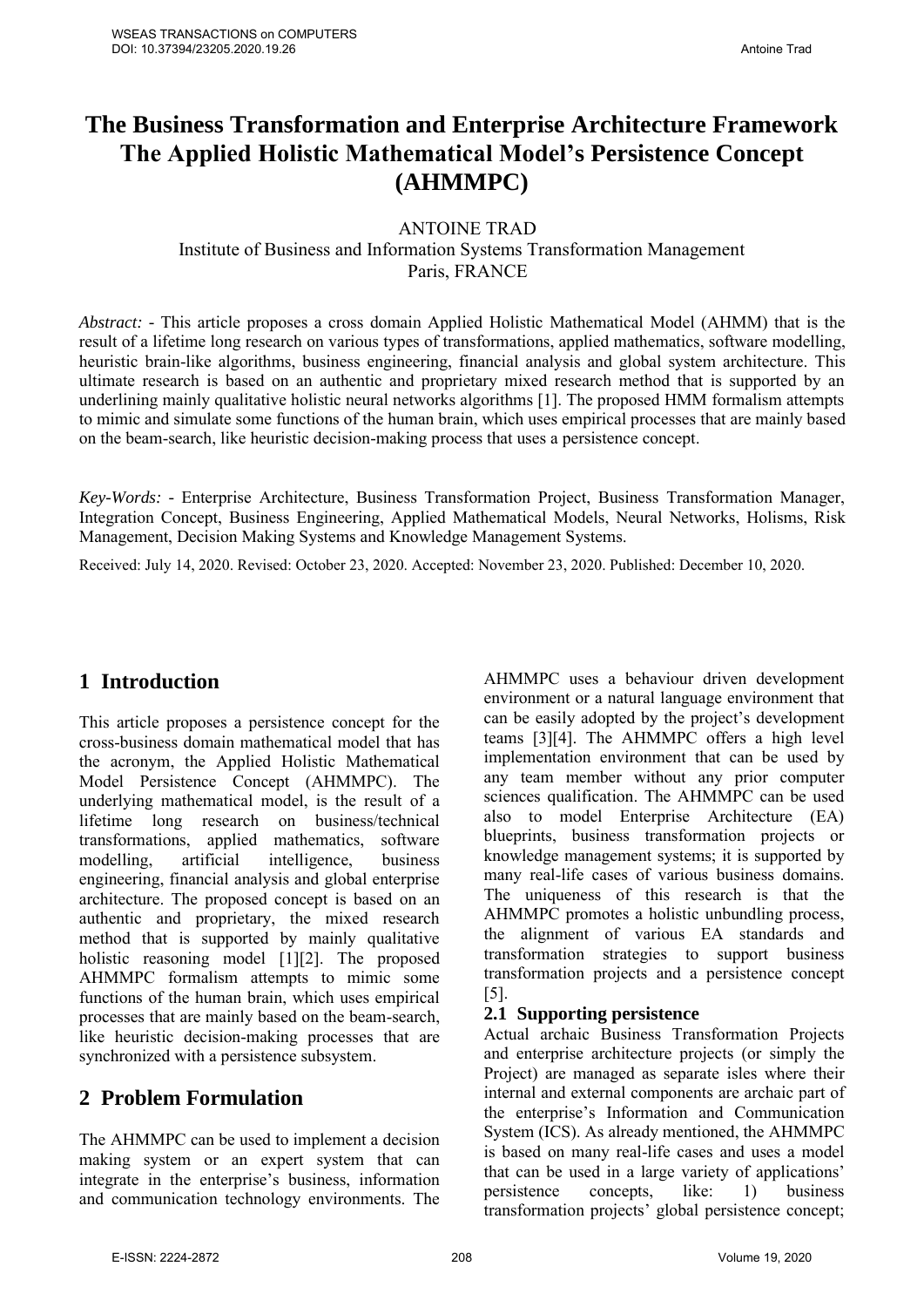# The Business Transformation and Enterprise Architecture Framework The Applied Holistic Mathematical Model's Persistence Concept (AHMMPC)

ANTOINE TRAD
Institute of Business and Information Systems Transformation Management
Paris, FRANCE

*Abstract:* - This article proposes a cross domain Applied Holistic Mathematical Model (AHMM) that is the result of a lifetime long research on various types of transformations, applied mathematics, software modelling, heuristic brain-like algorithms, business engineering, financial analysis and global system architecture. This ultimate research is based on an authentic and proprietary mixed research method that is supported by an underlining mainly qualitative holistic neural networks algorithms [1]. The proposed HMM formalism attempts to mimic and simulate some functions of the human brain, which uses empirical processes that are mainly based on the beam-search, like heuristic decision-making process that uses a persistence concept.

*Key-Words:* - Enterprise Architecture, Business Transformation Project, Business Transformation Manager, Integration Concept, Business Engineering, Applied Mathematical Models, Neural Networks, Holisms, Risk Management, Decision Making Systems and Knowledge Management Systems.

Received: July 14, 2020. Revised: October 23, 2020. Accepted: November 23, 2020. Published: December 10, 2020.

## 1 Introduction

This article proposes a persistence concept for the cross-business domain mathematical model that has the acronym, the Applied Holistic Mathematical Model Persistence Concept (AHMMPC). The underlying mathematical model, is the result of a lifetime long research on business/technical transformations, applied mathematics, software modelling, artificial intelligence, business engineering, financial analysis and global enterprise architecture. The proposed concept is based on an authentic and proprietary, the mixed research method that is supported by mainly qualitative holistic reasoning model [1][2]. The proposed AHMMPC formalism attempts to mimic some functions of the human brain, which uses empirical processes that are mainly based on the beam-search, like heuristic decision-making processes that are synchronized with a persistence subsystem.

## 2 Problem Formulation

The AHMMPC can be used to implement a decision making system or an expert system that can integrate in the enterprise's business, information and communication technology environments. The AHMMPC uses a behaviour driven development environment or a natural language environment that can be easily adopted by the project's development teams [3][4]. The AHMMPC offers a high level implementation environment that can be used by any team member without any prior computer sciences qualification. The AHMMPC can be used also to model Enterprise Architecture (EA) blueprints, business transformation projects or knowledge management systems; it is supported by many real-life cases of various business domains. The uniqueness of this research is that the AHMMPC promotes a holistic unbundling process, the alignment of various EA standards and transformation strategies to support business transformation projects and a persistence concept [5].

### 2.1 Supporting persistence

Actual archaic Business Transformation Projects and enterprise architecture projects (or simply the Project) are managed as separate isles where their internal and external components are archaic part of the enterprise's Information and Communication System (ICS). As already mentioned, the AHMMPC is based on many real-life cases and uses a model that can be used in a large variety of applications' persistence concepts, like: 1) business transformation projects' global persistence concept;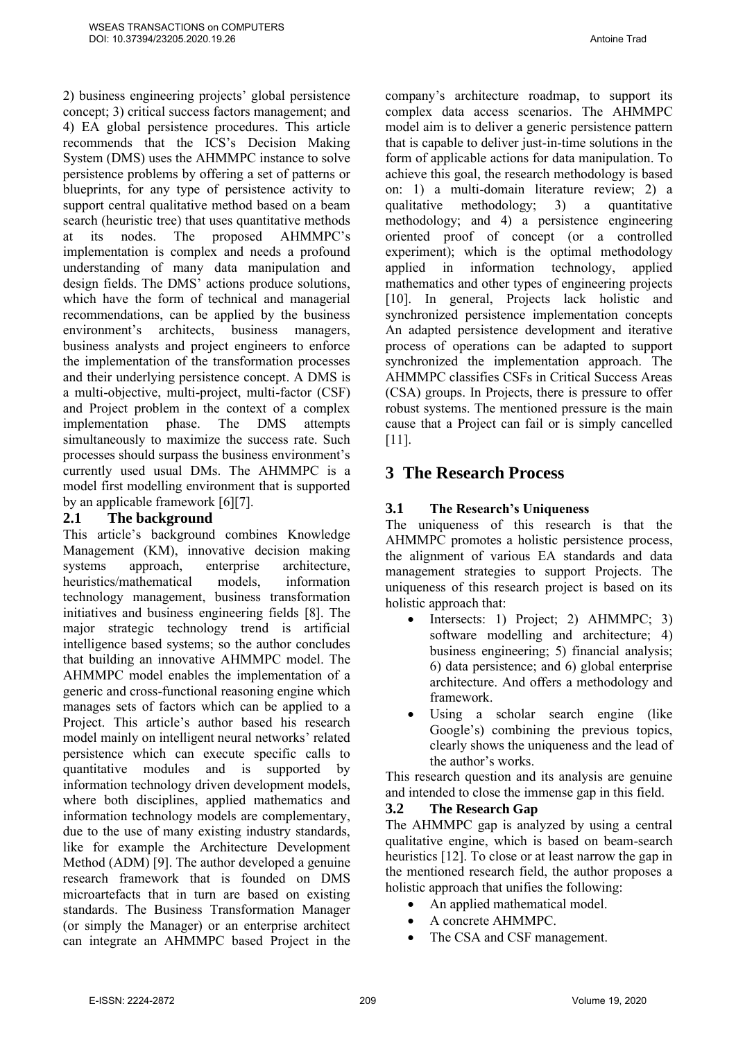2) business engineering projects' global persistence concept; 3) critical success factors management; and 4) EA global persistence procedures. This article recommends that the ICS's Decision Making System (DMS) uses the AHMMPC instance to solve persistence problems by offering a set of patterns or blueprints, for any type of persistence activity to support central qualitative method based on a beam search (heuristic tree) that uses quantitative methods at its nodes. The proposed AHMMPC's implementation is complex and needs a profound understanding of many data manipulation and design fields. The DMS' actions produce solutions, which have the form of technical and managerial recommendations, can be applied by the business environment's architects, business managers, business analysts and project engineers to enforce the implementation of the transformation processes and their underlying persistence concept. A DMS is a multi-objective, multi-project, multi-factor (CSF) and Project problem in the context of a complex implementation phase. The DMS attempts simultaneously to maximize the success rate. Such processes should surpass the business environment's currently used usual DMs. The AHMMPC is a model first modelling environment that is supported by an applicable framework [6][7].

## 2.1 The background

This article's background combines Knowledge Management (KM), innovative decision making systems approach, enterprise architecture, heuristics/mathematical models, information technology management, business transformation initiatives and business engineering fields [8]. The major strategic technology trend is artificial intelligence based systems; so the author concludes that building an innovative AHMMPC model. The AHMMPC model enables the implementation of a generic and cross-functional reasoning engine which manages sets of factors which can be applied to a Project. This article's author based his research model mainly on intelligent neural networks' related persistence which can execute specific calls to quantitative modules and is supported by information technology driven development models, where both disciplines, applied mathematics and information technology models are complementary, due to the use of many existing industry standards, like for example the Architecture Development Method (ADM) [9]. The author developed a genuine research framework that is founded on DMS microartefacts that in turn are based on existing standards. The Business Transformation Manager (or simply the Manager) or an enterprise architect can integrate an AHMMPC based Project in the company's architecture roadmap, to support its complex data access scenarios. The AHMMPC model aim is to deliver a generic persistence pattern that is capable to deliver just-in-time solutions in the form of applicable actions for data manipulation. To achieve this goal, the research methodology is based on: 1) a multi-domain literature review; 2) a qualitative methodology; 3) a quantitative methodology; and 4) a persistence engineering oriented proof of concept (or a controlled experiment); which is the optimal methodology applied in information technology, applied mathematics and other types of engineering projects [10]. In general, Projects lack holistic and synchronized persistence implementation concepts An adapted persistence development and iterative process of operations can be adapted to support synchronized the implementation approach. The AHMMPC classifies CSFs in Critical Success Areas (CSA) groups. In Projects, there is pressure to offer robust systems. The mentioned pressure is the main cause that a Project can fail or is simply cancelled [11].

# 3 The Research Process

## 3.1 The Research's Uniqueness

The uniqueness of this research is that the AHMMPC promotes a holistic persistence process, the alignment of various EA standards and data management strategies to support Projects. The uniqueness of this research project is based on its holistic approach that:

- Intersects: 1) Project; 2) AHMMPC; 3) software modelling and architecture; 4) business engineering; 5) financial analysis; 6) data persistence; and 6) global enterprise architecture. And offers a methodology and framework.
- Using a scholar search engine (like Google's) combining the previous topics, clearly shows the uniqueness and the lead of the author's works.

This research question and its analysis are genuine and intended to close the immense gap in this field.

## 3.2 The Research Gap

The AHMMPC gap is analyzed by using a central qualitative engine, which is based on beam-search heuristics [12]. To close or at least narrow the gap in the mentioned research field, the author proposes a holistic approach that unifies the following:

- An applied mathematical model.
- A concrete AHMMPC.
- The CSA and CSF management.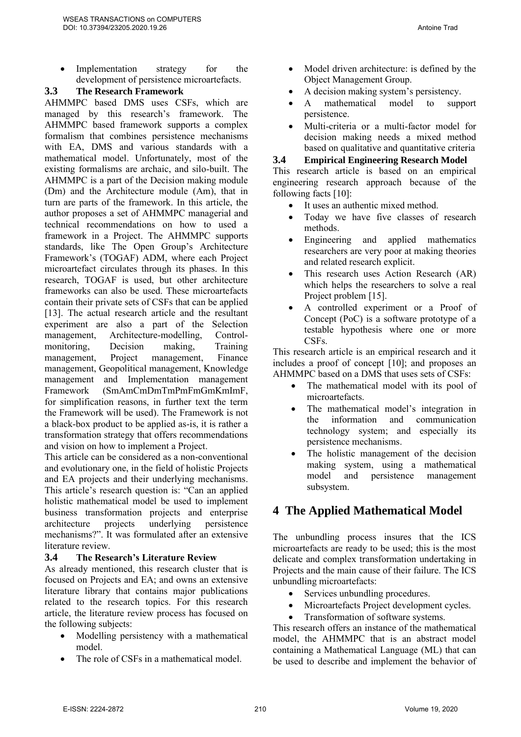- Implementation strategy for the development of persistence microartefacts.

### 3.3 The Research Framework

AHMMPC based DMS uses CSFs, which are managed by this research's framework. The AHMMPC based framework supports a complex formalism that combines persistence mechanisms with EA, DMS and various standards with a mathematical model. Unfortunately, most of the existing formalisms are archaic, and silo-built. The AHMMPC is a part of the Decision making module (Dm) and the Architecture module (Am), that in turn are parts of the framework. In this article, the author proposes a set of AHMMPC managerial and technical recommendations on how to used a framework in a Project. The AHMMPC supports standards, like The Open Group's Architecture Framework's (TOGAF) ADM, where each Project microartefact circulates through its phases. In this research, TOGAF is used, but other architecture frameworks can also be used. These microartefacts contain their private sets of CSFs that can be applied [13]. The actual research article and the resultant experiment are also a part of the Selection management, Architecture-modelling, Control-monitoring, Decision making, Training management, Project management, Finance management, Geopolitical management, Knowledge management and Implementation management Framework (SmAmCmDmTmPmFmGmKmImF, for simplification reasons, in further text the term the Framework will be used). The Framework is not a black-box product to be applied as-is, it is rather a transformation strategy that offers recommendations and vision on how to implement a Project.

This article can be considered as a non-conventional and evolutionary one, in the field of holistic Projects and EA projects and their underlying mechanisms. This article's research question is: "Can an applied holistic mathematical model be used to implement business transformation projects and enterprise architecture projects underlying persistence mechanisms?". It was formulated after an extensive literature review.

### 3.4 The Research's Literature Review

As already mentioned, this research cluster that is focused on Projects and EA; and owns an extensive literature library that contains major publications related to the research topics. For this research article, the literature review process has focused on the following subjects:

- Modelling persistency with a mathematical model.
- The role of CSFs in a mathematical model.
- Model driven architecture: is defined by the Object Management Group.
- A decision making system's persistency.
- A mathematical model to support persistence.
- Multi-criteria or a multi-factor model for decision making needs a mixed method based on qualitative and quantitative criteria

### 3.4 Empirical Engineering Research Model

This research article is based on an empirical engineering research approach because of the following facts [10]:

- It uses an authentic mixed method.
- Today we have five classes of research methods.
- Engineering and applied mathematics researchers are very poor at making theories and related research explicit.
- This research uses Action Research (AR) which helps the researchers to solve a real Project problem [15].
- A controlled experiment or a Proof of Concept (PoC) is a software prototype of a testable hypothesis where one or more CSFs.

This research article is an empirical research and it includes a proof of concept [10]; and proposes an AHMMPC based on a DMS that uses sets of CSFs:

- The mathematical model with its pool of microartefacts.
- The mathematical model's integration in the information and communication technology system; and especially its persistence mechanisms.
- The holistic management of the decision making system, using a mathematical model and persistence management subsystem.

## 4 The Applied Mathematical Model

The unbundling process insures that the ICS microartefacts are ready to be used; this is the most delicate and complex transformation undertaking in Projects and the main cause of their failure. The ICS unbundling microartefacts:

- Services unbundling procedures.
- Microartefacts Project development cycles.
- Transformation of software systems.

This research offers an instance of the mathematical model, the AHMMPC that is an abstract model containing a Mathematical Language (ML) that can be used to describe and implement the behavior of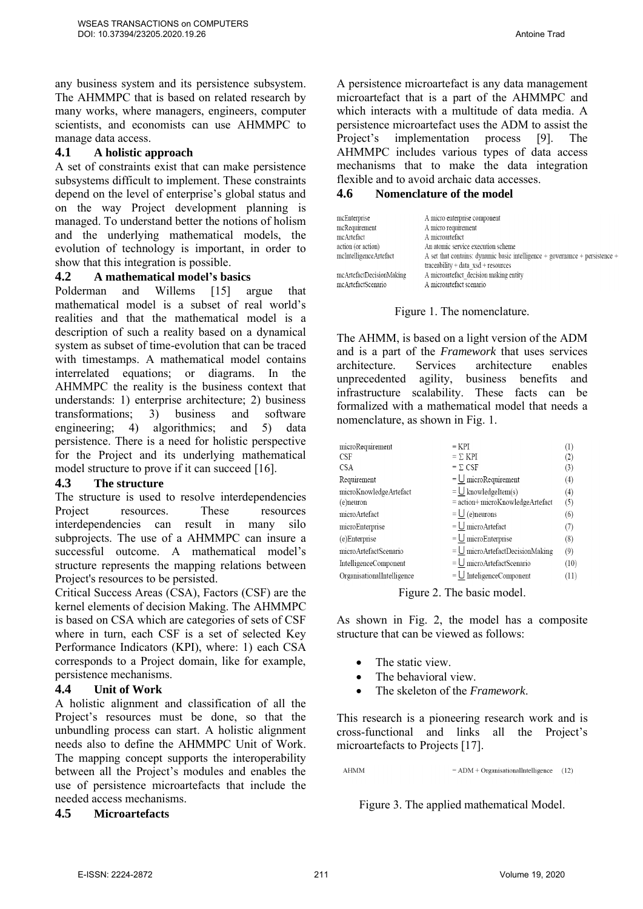any business system and its persistence subsystem. The AHMMPC that is based on related research by many works, where managers, engineers, computer scientists, and economists can use AHMMPC to manage data access.

### 4.1 A holistic approach

A set of constraints exist that can make persistence subsystems difficult to implement. These constraints depend on the level of enterprise's global status and on the way Project development planning is managed. To understand better the notions of holism and the underlying mathematical models, the evolution of technology is important, in order to show that this integration is possible.

### 4.2 A mathematical model's basics

Polderman and Willems [15] argue that mathematical model is a subset of real world's realities and that the mathematical model is a description of such a reality based on a dynamical system as subset of time-evolution that can be traced with timestamps. A mathematical model contains interrelated equations; or diagrams. In the AHMMPC the reality is the business context that understands: 1) enterprise architecture; 2) business transformations; 3) business and software engineering; 4) algorithmics; and 5) data persistence. There is a need for holistic perspective for the Project and its underlying mathematical model structure to prove if it can succeed [16].

### 4.3 The structure

The structure is used to resolve interdependencies Project resources. These resources interdependencies can result in many silo subprojects. The use of a AHMMPC can insure a successful outcome. A mathematical model's structure represents the mapping relations between Project's resources to be persisted.

Critical Success Areas (CSA), Factors (CSF) are the kernel elements of decision Making. The AHMMPC is based on CSA which are categories of sets of CSF where in turn, each CSF is a set of selected Key Performance Indicators (KPI), where: 1) each CSA corresponds to a Project domain, like for example, persistence mechanisms.

### 4.4 Unit of Work

A holistic alignment and classification of all the Project's resources must be done, so that the unbundling process can start. A holistic alignment needs also to define the AHMMPC Unit of Work. The mapping concept supports the interoperability between all the Project's modules and enables the use of persistence microartefacts that include the needed access mechanisms.

### 4.5 Microartefacts

A persistence microartefact is any data management microartefact that is a part of the AHMMPC and which interacts with a multitude of data media. A persistence microartefact uses the ADM to assist the Project's implementation process [9]. The AHMMPC includes various types of data access mechanisms that to make the data integration flexible and to avoid archaic data accesses.

### 4.6 Nomenclature of the model

| | |
|---|---|
| mcEnterprise | A micro enterprise component |
| mcRequirement | A micro requirement |
| mcArtefact | A microartefact |
| action (or action) | An atomic service execution scheme |
| mcIntelligenceArtefact | A set that contains: dynamic basic intelligence + governance + persistence + traceability + data_xsd + resources |
| mcArtefactDecisionMaking | A microartefact_decision making entity |
| mcArtefactScenario | A microartefact scenario |

Figure 1. The nomenclature.

The AHMM, is based on a light version of the ADM and is a part of the *Framework* that uses services architecture. Services architecture enables unprecedented agility, business benefits and infrastructure scalability. These facts can be formalized with a mathematical model that needs a nomenclature, as shown in Fig. 1.

| | | |
|---|---|---|
| microRequirement | $= \text{KPI}$ | (1) |
| CSF | $= \Sigma\ \text{KPI}$ | (2) |
| CSA | $= \Sigma\ \text{CSF}$ | (3) |
| Requirement | $= \bigcup \text{microRequirement}$ | (4) |
| microKnowledgeArtefact | $= \bigcup \text{knowledgeItem(s)}$ | (4) |
| (e)neuron | $= \text{action} + \text{microKnowledgeArtefact}$ | (5) |
| microArtefact | $= \bigcup \text{(e)neurons}$ | (6) |
| microEnterprise | $= \bigcup \text{microArtefact}$ | (7) |
| (e)Enterprise | $= \bigcup \text{microEnterprise}$ | (8) |
| microArtefactScenario | $= \bigcup \text{microArtefactDecisionMaking}$ | (9) |
| IntelligenceComponent | $= \bigcup \text{microArtefactScenario}$ | (10) |
| OrganisationalIntelligence | $= \bigcup \text{InteligenceComponent}$ | (11) |

Figure 2. The basic model.

As shown in Fig. 2, the model has a composite structure that can be viewed as follows:

- The static view.
- The behavioral view.
- The skeleton of the *Framework*.

This research is a pioneering research work and is cross-functional and links all the Project's microartefacts to Projects [17].

$$\text{AHMM} = \text{ADM} + \text{OrganisationalIntelligence} \quad (12)$$

Figure 3. The applied mathematical Model.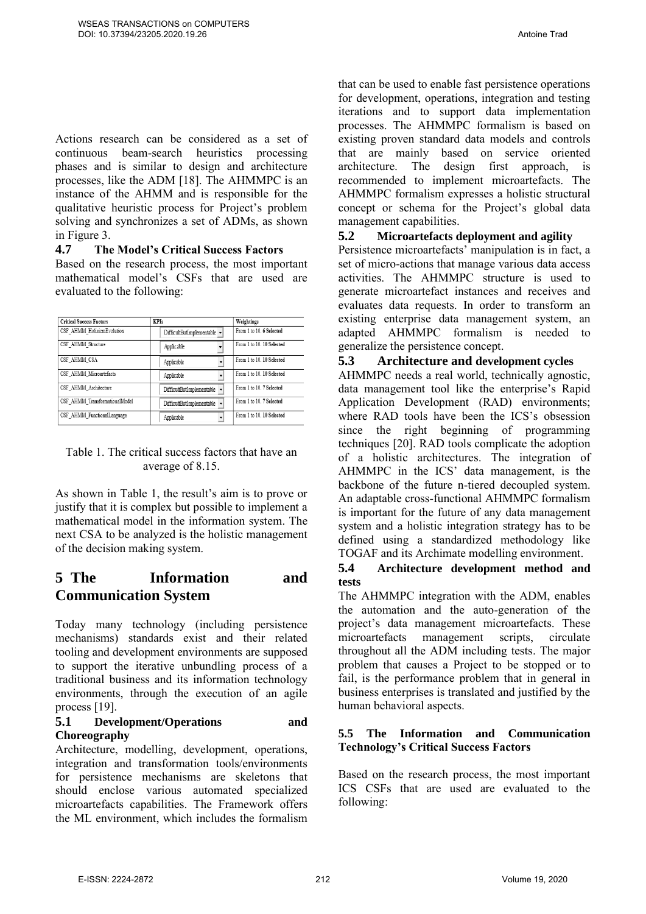Actions research can be considered as a set of continuous beam-search heuristics processing phases and is similar to design and architecture processes, like the ADM [18]. The AHMMPC is an instance of the AHMM and is responsible for the qualitative heuristic process for Project's problem solving and synchronizes a set of ADMs, as shown in Figure 3.

### 4.7 The Model's Critical Success Factors

Based on the research process, the most important mathematical model's CSFs that are used are evaluated to the following:

| Critical Success Factors | KPIs | Weightings |
|---|---|---|
| CSF_AHMM_HolisticmEvolution | DifficultButImplementable | From 1 to 10. 6 Selected |
| CSF_AHMM_Structure | Applicable | From 1 to 10. 10 Selected |
| CSF_AHMM_CSA | Applicable | From 1 to 10. 10 Selected |
| CSF_AHMM_Microartefacts | Applicable | From 1 to 10. 10 Selected |
| CSF_AHMM_Architecture | DifficultButImplementable | From 1 to 10. 7 Selected |
| CSF_AHMM_TransformationalModel | DifficultButImplementable | From 1 to 10. 7 Selected |
| CSF_AHMM_FunctionalLanguage | Applicable | From 1 to 10. 10 Selected |

Table 1. The critical success factors that have an average of 8.15.

As shown in Table 1, the result's aim is to prove or justify that it is complex but possible to implement a mathematical model in the information system. The next CSA to be analyzed is the holistic management of the decision making system.

## 5 The Information and Communication System

Today many technology (including persistence mechanisms) standards exist and their related tooling and development environments are supposed to support the iterative unbundling process of a traditional business and its information technology environments, through the execution of an agile process [19].

### 5.1 Development/Operations and Choreography

Architecture, modelling, development, operations, integration and transformation tools/environments for persistence mechanisms are skeletons that should enclose various automated specialized microartefacts capabilities. The Framework offers the ML environment, which includes the formalism that can be used to enable fast persistence operations for development, operations, integration and testing iterations and to support data implementation processes. The AHMMPC formalism is based on existing proven standard data models and controls that are mainly based on service oriented architecture. The design first approach, is recommended to implement microartefacts. The AHMMPC formalism expresses a holistic structural concept or schema for the Project's global data management capabilities.

### 5.2 Microartefacts deployment and agility

Persistence microartefacts' manipulation is in fact, a set of micro-actions that manage various data access activities. The AHMMPC structure is used to generate microartefact instances and receives and evaluates data requests. In order to transform an existing enterprise data management system, an adapted AHMMPC formalism is needed to generalize the persistence concept.

### 5.3 Architecture and development cycles

AHMMPC needs a real world, technically agnostic, data management tool like the enterprise's Rapid Application Development (RAD) environments; where RAD tools have been the ICS's obsession since the right beginning of programming techniques [20]. RAD tools complicate the adoption of a holistic architectures. The integration of AHMMPC in the ICS' data management, is the backbone of the future n-tiered decoupled system. An adaptable cross-functional AHMMPC formalism is important for the future of any data management system and a holistic integration strategy has to be defined using a standardized methodology like TOGAF and its Archimate modelling environment.

### 5.4 Architecture development method and tests

The AHMMPC integration with the ADM, enables the automation and the auto-generation of the project's data management microartefacts. These microartefacts management scripts, circulate throughout all the ADM including tests. The major problem that causes a Project to be stopped or to fail, is the performance problem that in general in business enterprises is translated and justified by the human behavioral aspects.

### 5.5 The Information and Communication Technology's Critical Success Factors

Based on the research process, the most important ICS CSFs that are used are evaluated to the following: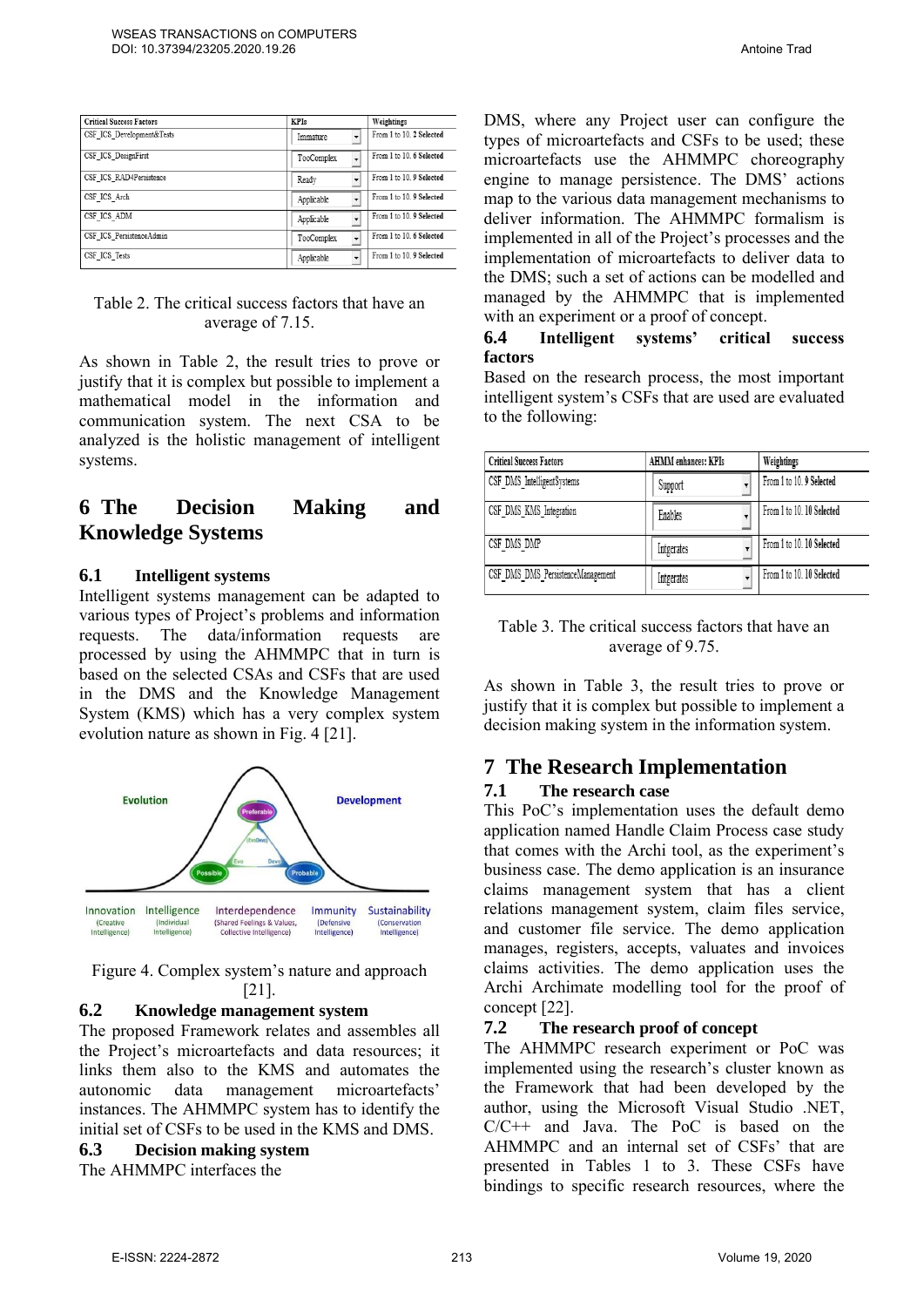| Critical Success Factors | KPIs | Weightings |
|---|---|---|
| CSF_ICS_Development&Tests | Immature | From 1 to 10. 2 Selected |
| CSF_ICS_DesignFirst | TooComplex | From 1 to 10. 6 Selected |
| CSF_ICS_RAD4Persistence | Ready | From 1 to 10. 9 Selected |
| CSF_ICS_Arch | Applicable | From 1 to 10. 9 Selected |
| CSF_ICS_ADM | Applicable | From 1 to 10. 9 Selected |
| CSF_ICS_PersistenceAdmin | TooComplex | From 1 to 10. 6 Selected |
| CSF_ICS_Tests | Applicable | From 1 to 10. 9 Selected |

Table 2. The critical success factors that have an average of 7.15.

As shown in Table 2, the result tries to prove or justify that it is complex but possible to implement a mathematical model in the information and communication system. The next CSA to be analyzed is the holistic management of intelligent systems.

# 6 The Decision Making and Knowledge Systems

## 6.1 Intelligent systems

Intelligent systems management can be adapted to various types of Project's problems and information requests. The data/information requests are processed by using the AHMMPC that in turn is based on the selected CSAs and CSFs that are used in the DMS and the Knowledge Management System (KMS) which has a very complex system evolution nature as shown in Fig. 4 [21].

Figure 4. Complex system's nature and approach [21].

## 6.2 Knowledge management system

The proposed Framework relates and assembles all the Project's microartefacts and data resources; it links them also to the KMS and automates the autonomic data management microartefacts' instances. The AHMMPC system has to identify the initial set of CSFs to be used in the KMS and DMS.

## 6.3 Decision making system

The AHMMPC interfaces the DMS, where any Project user can configure the types of microartefacts and CSFs to be used; these microartefacts use the AHMMPC choreography engine to manage persistence. The DMS' actions map to the various data management mechanisms to deliver information. The AHMMPC formalism is implemented in all of the Project's processes and the implementation of microartefacts to deliver data to the DMS; such a set of actions can be modelled and managed by the AHMMPC that is implemented with an experiment or a proof of concept.

## 6.4 Intelligent systems' critical success factors

Based on the research process, the most important intelligent system's CSFs that are used are evaluated to the following:

| Critical Success Factors | AHMM enhances: KPIs | Weightings |
|---|---|---|
| CSF_DMS_IntelligentSystems | Support | From 1 to 10. 9 Selected |
| CSF_DMS_KMS_Integration | Enables | From 1 to 10. 10 Selected |
| CSF_DMS_DMP | Integrates | From 1 to 10. 10 Selected |
| CSF_DMS_DMS_PersistenceManagement | Integrates | From 1 to 10. 10 Selected |

Table 3. The critical success factors that have an average of 9.75.

As shown in Table 3, the result tries to prove or justify that it is complex but possible to implement a decision making system in the information system.

# 7 The Research Implementation

## 7.1 The research case

This PoC's implementation uses the default demo application named Handle Claim Process case study that comes with the Archi tool, as the experiment's business case. The demo application is an insurance claims management system that has a client relations management system, claim files service, and customer file service. The demo application manages, registers, accepts, valuates and invoices claims activities. The demo application uses the Archi Archimate modelling tool for the proof of concept [22].

## 7.2 The research proof of concept

The AHMMPC research experiment or PoC was implemented using the research's cluster known as the Framework that had been developed by the author, using the Microsoft Visual Studio .NET, C/C++ and Java. The PoC is based on the AHMMPC and an internal set of CSFs' that are presented in Tables 1 to 3. These CSFs have bindings to specific research resources, where the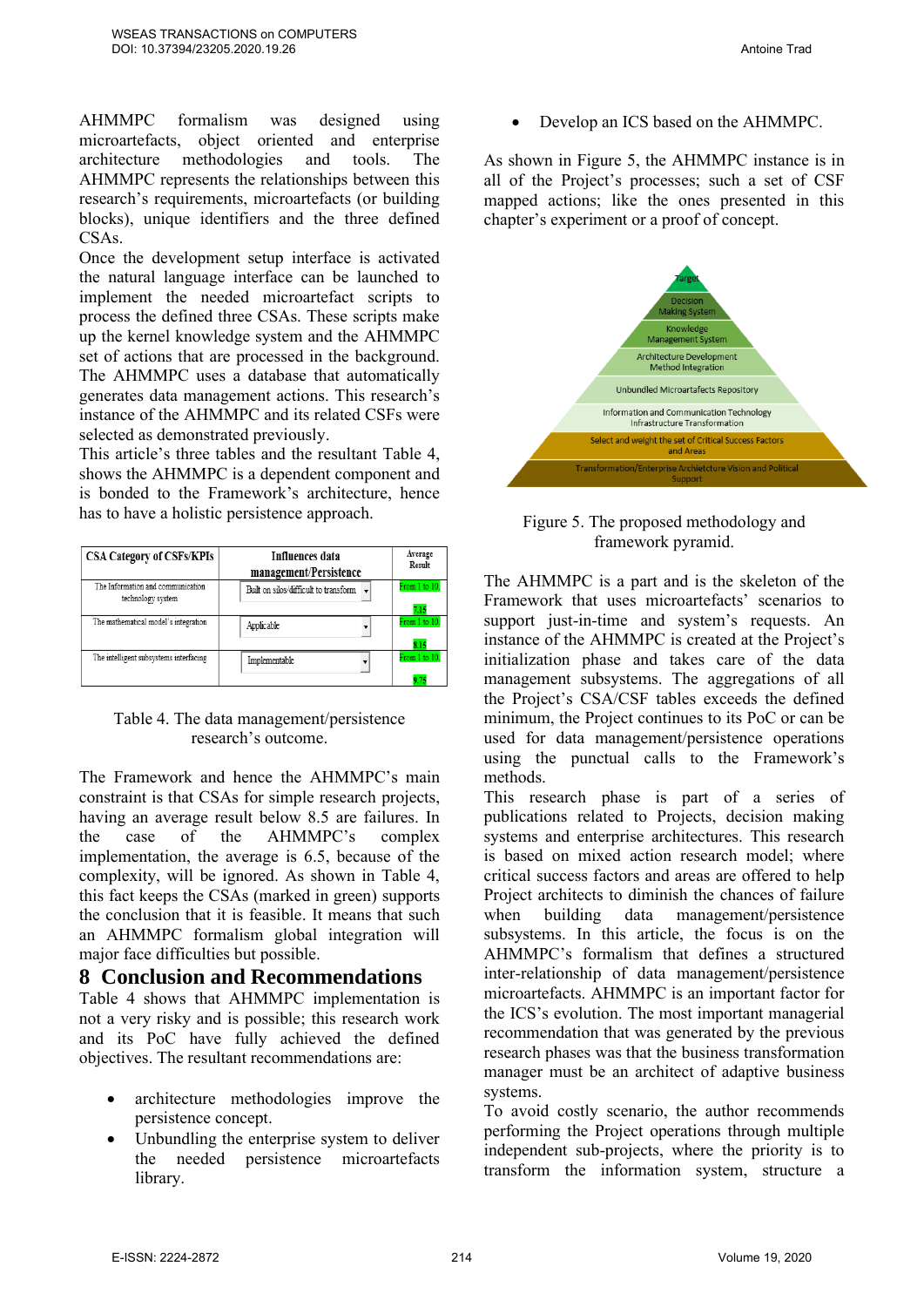AHMMPC formalism was designed using microartefacts, object oriented and enterprise architecture methodologies and tools. The AHMMPC represents the relationships between this research's requirements, microartefacts (or building blocks), unique identifiers and the three defined CSAs.

Once the development setup interface is activated the natural language interface can be launched to implement the needed microartefact scripts to process the defined three CSAs. These scripts make up the kernel knowledge system and the AHMMPC set of actions that are processed in the background. The AHMMPC uses a database that automatically generates data management actions. This research's instance of the AHMMPC and its related CSFs were selected as demonstrated previously.

This article's three tables and the resultant Table 4, shows the AHMMPC is a dependent component and is bonded to the Framework's architecture, hence has to have a holistic persistence approach.

| CSA Category of CSFs/KPIs | Influences data management/Persistence | Average Result |
|---|---|---|
| The Information and communication technology system | Built on silos/difficult to transform | From 1 to 10<br>7.15 |
| The mathematical model's integration | Applicable | From 1 to 10<br>8.15 |
| The intelligent subsystems interfacing | Implementable | From 1 to 10<br>9.75 |

Table 4. The data management/persistence research's outcome.

The Framework and hence the AHMMPC's main constraint is that CSAs for simple research projects, having an average result below 8.5 are failures. In the case of the AHMMPC's complex implementation, the average is 6.5, because of the complexity, will be ignored. As shown in Table 4, this fact keeps the CSAs (marked in green) supports the conclusion that it is feasible. It means that such an AHMMPC formalism global integration will major face difficulties but possible.

# 8 Conclusion and Recommendations

Table 4 shows that AHMMPC implementation is not a very risky and is possible; this research work and its PoC have fully achieved the defined objectives. The resultant recommendations are:

- architecture methodologies improve the persistence concept.
- Unbundling the enterprise system to deliver the needed persistence microartefacts library.
- Develop an ICS based on the AHMMPC.

As shown in Figure 5, the AHMMPC instance is in all of the Project's processes; such a set of CSF mapped actions; like the ones presented in this chapter's experiment or a proof of concept.

Figure 5. The proposed methodology and framework pyramid.

The AHMMPC is a part and is the skeleton of the Framework that uses microartefacts' scenarios to support just-in-time and system's requests. An instance of the AHMMPC is created at the Project's initialization phase and takes care of the data management subsystems. The aggregations of all the Project's CSA/CSF tables exceeds the defined minimum, the Project continues to its PoC or can be used for data management/persistence operations using the punctual calls to the Framework's methods.

This research phase is part of a series of publications related to Projects, decision making systems and enterprise architectures. This research is based on mixed action research model; where critical success factors and areas are offered to help Project architects to diminish the chances of failure when building data management/persistence subsystems. In this article, the focus is on the AHMMPC's formalism that defines a structured inter-relationship of data management/persistence microartefacts. AHMMPC is an important factor for the ICS's evolution. The most important managerial recommendation that was generated by the previous research phases was that the business transformation manager must be an architect of adaptive business systems.

To avoid costly scenario, the author recommends performing the Project operations through multiple independent sub-projects, where the priority is to transform the information system, structure a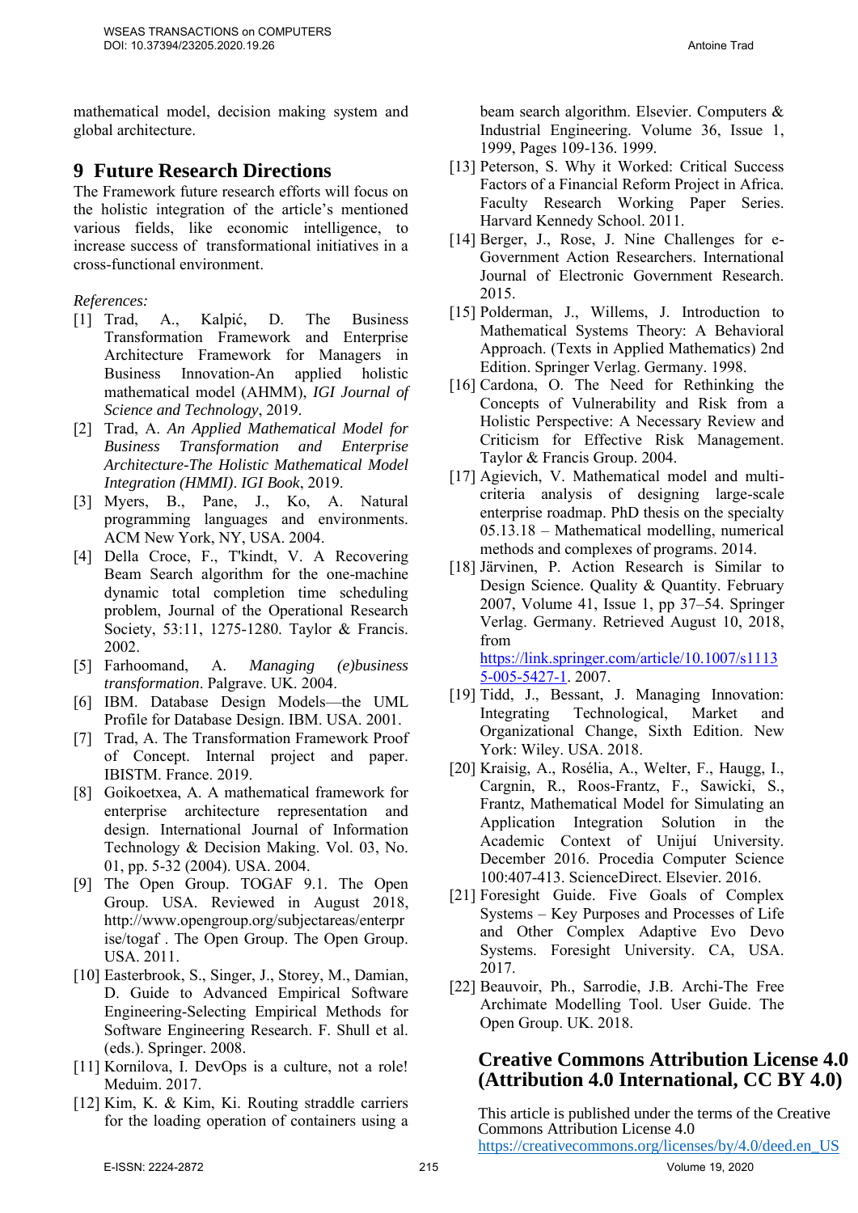mathematical model, decision making system and global architecture.

## 9 Future Research Directions

The Framework future research efforts will focus on the holistic integration of the article's mentioned various fields, like economic intelligence, to increase success of transformational initiatives in a cross-functional environment.

*References:*

[1] Trad, A., Kalpić, D. The Business Transformation Framework and Enterprise Architecture Framework for Managers in Business Innovation-An applied holistic mathematical model (AHMM), *IGI Journal of Science and Technology*, 2019.

[2] Trad, A. *An Applied Mathematical Model for Business Transformation and Enterprise Architecture-The Holistic Mathematical Model Integration (HMMI)*. *IGI Book*, 2019.

[3] Myers, B., Pane, J., Ko, A. Natural programming languages and environments. ACM New York, NY, USA. 2004.

[4] Della Croce, F., T'kindt, V. A Recovering Beam Search algorithm for the one-machine dynamic total completion time scheduling problem, Journal of the Operational Research Society, 53:11, 1275-1280. Taylor & Francis. 2002.

[5] Farhoomand, A. *Managing (e)business transformation*. Palgrave. UK. 2004.

[6] IBM. Database Design Models—the UML Profile for Database Design. IBM. USA. 2001.

[7] Trad, A. The Transformation Framework Proof of Concept. Internal project and paper. IBISTM. France. 2019.

[8] Goikoetxea, A. A mathematical framework for enterprise architecture representation and design. International Journal of Information Technology & Decision Making. Vol. 03, No. 01, pp. 5-32 (2004). USA. 2004.

[9] The Open Group. TOGAF 9.1. The Open Group. USA. Reviewed in August 2018, http://www.opengroup.org/subjectareas/enterprise/togaf . The Open Group. The Open Group. USA. 2011.

[10] Easterbrook, S., Singer, J., Storey, M., Damian, D. Guide to Advanced Empirical Software Engineering-Selecting Empirical Methods for Software Engineering Research. F. Shull et al. (eds.). Springer. 2008.

[11] Kornilova, I. DevOps is a culture, not a role! Meduim. 2017.

[12] Kim, K. & Kim, Ki. Routing straddle carriers for the loading operation of containers using a beam search algorithm. Elsevier. Computers & Industrial Engineering. Volume 36, Issue 1, 1999, Pages 109-136. 1999.

[13] Peterson, S. Why it Worked: Critical Success Factors of a Financial Reform Project in Africa. Faculty Research Working Paper Series. Harvard Kennedy School. 2011.

[14] Berger, J., Rose, J. Nine Challenges for e-Government Action Researchers. International Journal of Electronic Government Research. 2015.

[15] Polderman, J., Willems, J. Introduction to Mathematical Systems Theory: A Behavioral Approach. (Texts in Applied Mathematics) 2nd Edition. Springer Verlag. Germany. 1998.

[16] Cardona, O. The Need for Rethinking the Concepts of Vulnerability and Risk from a Holistic Perspective: A Necessary Review and Criticism for Effective Risk Management. Taylor & Francis Group. 2004.

[17] Agievich, V. Mathematical model and multi-criteria analysis of designing large-scale enterprise roadmap. PhD thesis on the specialty 05.13.18 – Mathematical modelling, numerical methods and complexes of programs. 2014.

[18] Järvinen, P. Action Research is Similar to Design Science. Quality & Quantity. February 2007, Volume 41, Issue 1, pp 37–54. Springer Verlag. Germany. Retrieved August 10, 2018, from https://link.springer.com/article/10.1007/s11135-005-5427-1. 2007.

[19] Tidd, J., Bessant, J. Managing Innovation: Integrating Technological, Market and Organizational Change, Sixth Edition. New York: Wiley. USA. 2018.

[20] Kraisig, A., Rosélia, A., Welter, F., Haugg, I., Cargnin, R., Roos-Frantz, F., Sawicki, S., Frantz, Mathematical Model for Simulating an Application Integration Solution in the Academic Context of Unijuí University. December 2016. Procedia Computer Science 100:407-413. ScienceDirect. Elsevier. 2016.

[21] Foresight Guide. Five Goals of Complex Systems – Key Purposes and Processes of Life and Other Complex Adaptive Evo Devo Systems. Foresight University. CA, USA. 2017.

[22] Beauvoir, Ph., Sarrodie, J.B. Archi-The Free Archimate Modelling Tool. User Guide. The Open Group. UK. 2018.

## Creative Commons Attribution License 4.0 (Attribution 4.0 International, CC BY 4.0)

This article is published under the terms of the Creative Commons Attribution License 4.0
https://creativecommons.org/licenses/by/4.0/deed.en_US